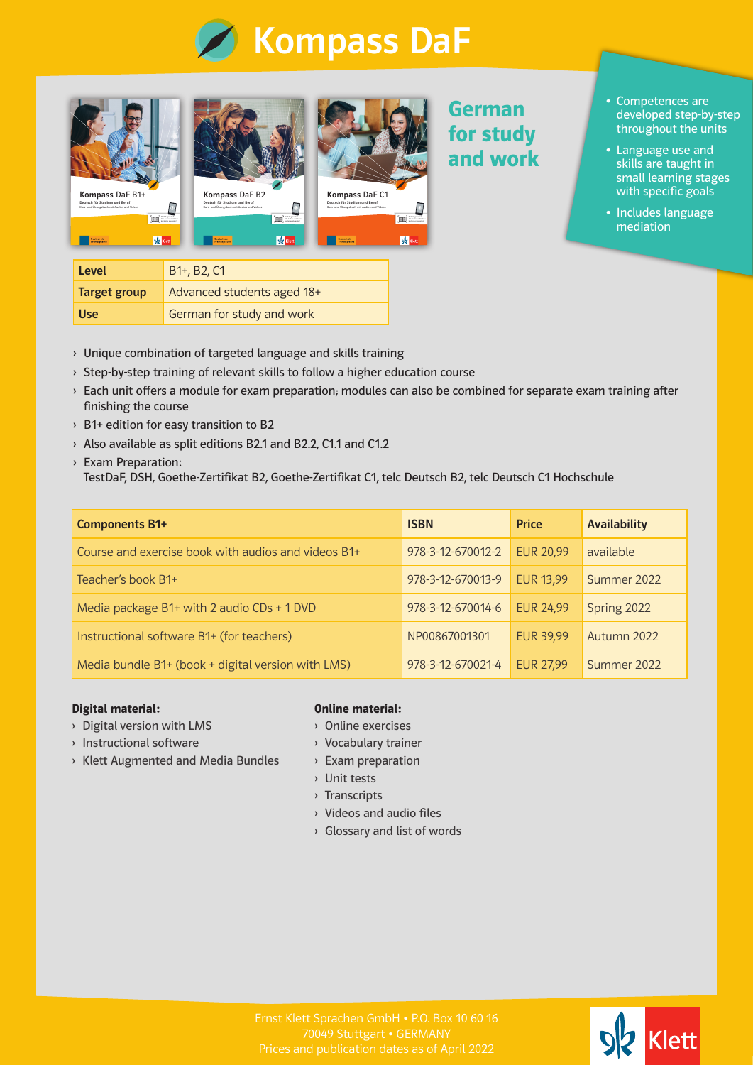# Kompass DaF

## German for study and work

- Competences are developed step-by-step throughout the units
- Language use and skills are taught in small learning stages with specific goals
- Includes language mediation

| | |
|---|---|
| **Level** | B1+, B2, C1 |
| **Target group** | Advanced students aged 18+ |
| **Use** | German for study and work |

- Unique combination of targeted language and skills training
- Step-by-step training of relevant skills to follow a higher education course
- Each unit offers a module for exam preparation; modules can also be combined for separate exam training after finishing the course
- B1+ edition for easy transition to B2
- Also available as split editions B2.1 and B2.2, C1.1 and C1.2
- Exam Preparation:
  TestDaF, DSH, Goethe-Zertifikat B2, Goethe-Zertifikat C1, telc Deutsch B2, telc Deutsch C1 Hochschule

| Components B1+ | ISBN | Price | Availability |
|---|---|---|---|
| Course and exercise book with audios and videos B1+ | 978-3-12-670012-2 | EUR 20,99 | available |
| Teacher's book B1+ | 978-3-12-670013-9 | EUR 13,99 | Summer 2022 |
| Media package B1+ with 2 audio CDs + 1 DVD | 978-3-12-670014-6 | EUR 24,99 | Spring 2022 |
| Instructional software B1+ (for teachers) | NP00867001301 | EUR 39,99 | Autumn 2022 |
| Media bundle B1+ (book + digital version with LMS) | 978-3-12-670021-4 | EUR 27,99 | Summer 2022 |

**Digital material:**
- Digital version with LMS
- Instructional software
- Klett Augmented and Media Bundles

**Online material:**
- Online exercises
- Vocabulary trainer
- Exam preparation
- Unit tests
- Transcripts
- Videos and audio files
- Glossary and list of words

Ernst Klett Sprachen GmbH • P.O. Box 10 60 16
70049 Stuttgart • GERMANY
Prices and publication dates as of April 2022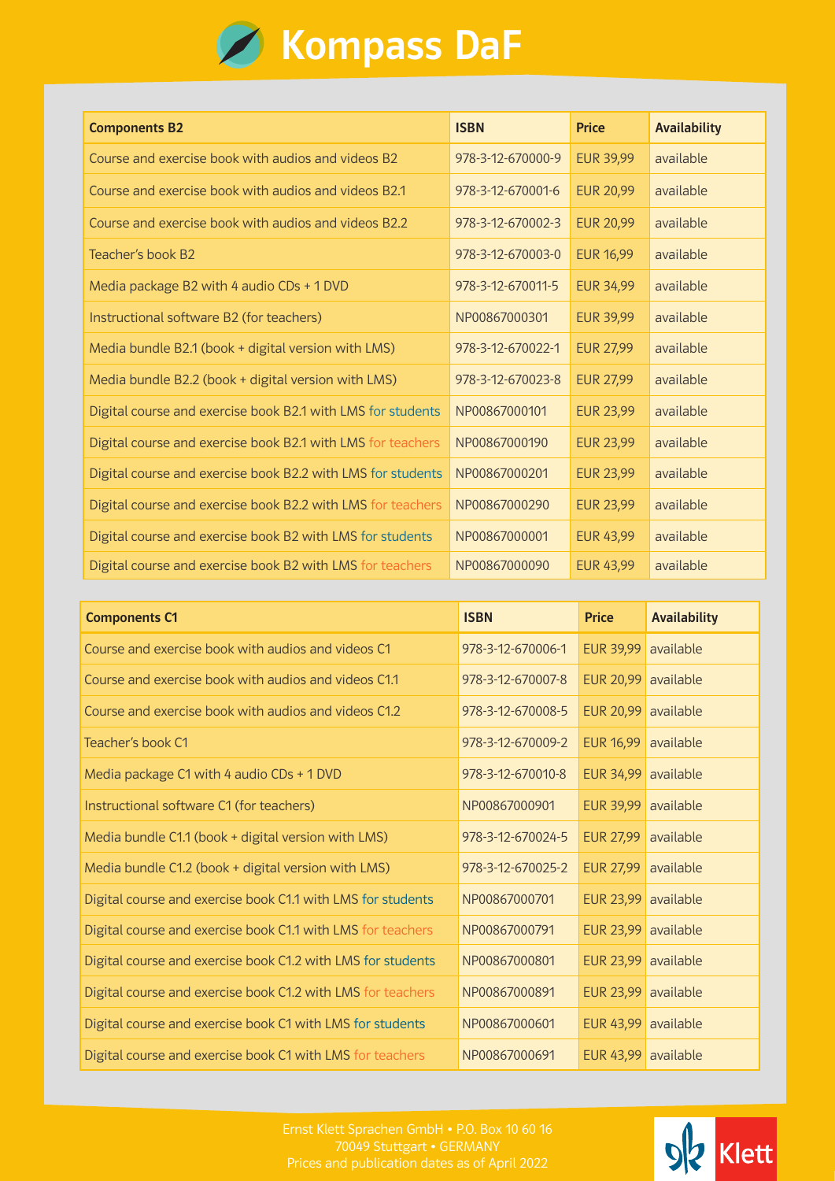# Kompass DaF

| Components B2 | ISBN | Price | Availability |
|---|---|---|---|
| Course and exercise book with audios and videos B2 | 978-3-12-670000-9 | EUR 39,99 | available |
| Course and exercise book with audios and videos B2.1 | 978-3-12-670001-6 | EUR 20,99 | available |
| Course and exercise book with audios and videos B2.2 | 978-3-12-670002-3 | EUR 20,99 | available |
| Teacher's book B2 | 978-3-12-670003-0 | EUR 16,99 | available |
| Media package B2 with 4 audio CDs + 1 DVD | 978-3-12-670011-5 | EUR 34,99 | available |
| Instructional software B2 (for teachers) | NP00867000301 | EUR 39,99 | available |
| Media bundle B2.1 (book + digital version with LMS) | 978-3-12-670022-1 | EUR 27,99 | available |
| Media bundle B2.2 (book + digital version with LMS) | 978-3-12-670023-8 | EUR 27,99 | available |
| Digital course and exercise book B2.1 with LMS for students | NP00867000101 | EUR 23,99 | available |
| Digital course and exercise book B2.1 with LMS for teachers | NP00867000190 | EUR 23,99 | available |
| Digital course and exercise book B2.2 with LMS for students | NP00867000201 | EUR 23,99 | available |
| Digital course and exercise book B2.2 with LMS for teachers | NP00867000290 | EUR 23,99 | available |
| Digital course and exercise book B2 with LMS for students | NP00867000001 | EUR 43,99 | available |
| Digital course and exercise book B2 with LMS for teachers | NP00867000090 | EUR 43,99 | available |

| Components C1 | ISBN | Price | Availability |
|---|---|---|---|
| Course and exercise book with audios and videos C1 | 978-3-12-670006-1 | EUR 39,99 | available |
| Course and exercise book with audios and videos C1.1 | 978-3-12-670007-8 | EUR 20,99 | available |
| Course and exercise book with audios and videos C1.2 | 978-3-12-670008-5 | EUR 20,99 | available |
| Teacher's book C1 | 978-3-12-670009-2 | EUR 16,99 | available |
| Media package C1 with 4 audio CDs + 1 DVD | 978-3-12-670010-8 | EUR 34,99 | available |
| Instructional software C1 (for teachers) | NP00867000901 | EUR 39,99 | available |
| Media bundle C1.1 (book + digital version with LMS) | 978-3-12-670024-5 | EUR 27,99 | available |
| Media bundle C1.2 (book + digital version with LMS) | 978-3-12-670025-2 | EUR 27,99 | available |
| Digital course and exercise book C1.1 with LMS for students | NP00867000701 | EUR 23,99 | available |
| Digital course and exercise book C1.1 with LMS for teachers | NP00867000791 | EUR 23,99 | available |
| Digital course and exercise book C1.2 with LMS for students | NP00867000801 | EUR 23,99 | available |
| Digital course and exercise book C1.2 with LMS for teachers | NP00867000891 | EUR 23,99 | available |
| Digital course and exercise book C1 with LMS for students | NP00867000601 | EUR 43,99 | available |
| Digital course and exercise book C1 with LMS for teachers | NP00867000691 | EUR 43,99 | available |

Ernst Klett Sprachen GmbH • P.O. Box 10 60 16
70049 Stuttgart • GERMANY
Prices and publication dates as of April 2022

Klett